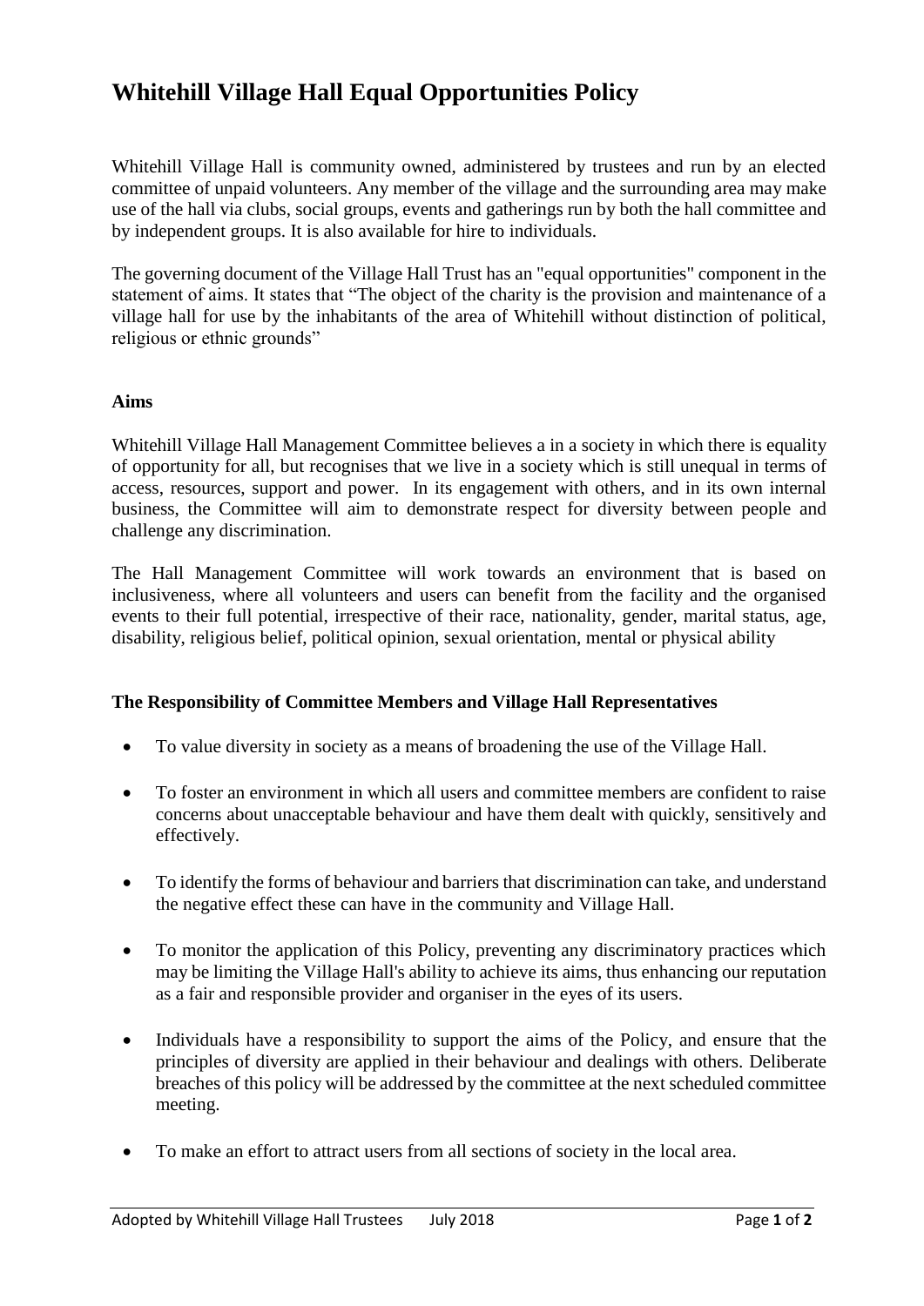# Whitehill Village Hall Equal Opportunities Policy

Whitehill Village Hall is community owned, administered by trustees and run by an elected committee of unpaid volunteers. Any member of the village and the surrounding area may make use of the hall via clubs, social groups, events and gatherings run by both the hall committee and by independent groups. It is also available for hire to individuals.

The governing document of the Village Hall Trust has an "equal opportunities" component in the statement of aims. It states that "The object of the charity is the provision and maintenance of a village hall for use by the inhabitants of the area of Whitehill without distinction of political, religious or ethnic grounds"

**Aims**

Whitehill Village Hall Management Committee believes a in a society in which there is equality of opportunity for all, but recognises that we live in a society which is still unequal in terms of access, resources, support and power. In its engagement with others, and in its own internal business, the Committee will aim to demonstrate respect for diversity between people and challenge any discrimination.

The Hall Management Committee will work towards an environment that is based on inclusiveness, where all volunteers and users can benefit from the facility and the organised events to their full potential, irrespective of their race, nationality, gender, marital status, age, disability, religious belief, political opinion, sexual orientation, mental or physical ability

**The Responsibility of Committee Members and Village Hall Representatives**

- To value diversity in society as a means of broadening the use of the Village Hall.
- To foster an environment in which all users and committee members are confident to raise concerns about unacceptable behaviour and have them dealt with quickly, sensitively and effectively.
- To identify the forms of behaviour and barriers that discrimination can take, and understand the negative effect these can have in the community and Village Hall.
- To monitor the application of this Policy, preventing any discriminatory practices which may be limiting the Village Hall's ability to achieve its aims, thus enhancing our reputation as a fair and responsible provider and organiser in the eyes of its users.
- Individuals have a responsibility to support the aims of the Policy, and ensure that the principles of diversity are applied in their behaviour and dealings with others. Deliberate breaches of this policy will be addressed by the committee at the next scheduled committee meeting.
- To make an effort to attract users from all sections of society in the local area.

Adopted by Whitehill Village Hall Trustees July 2018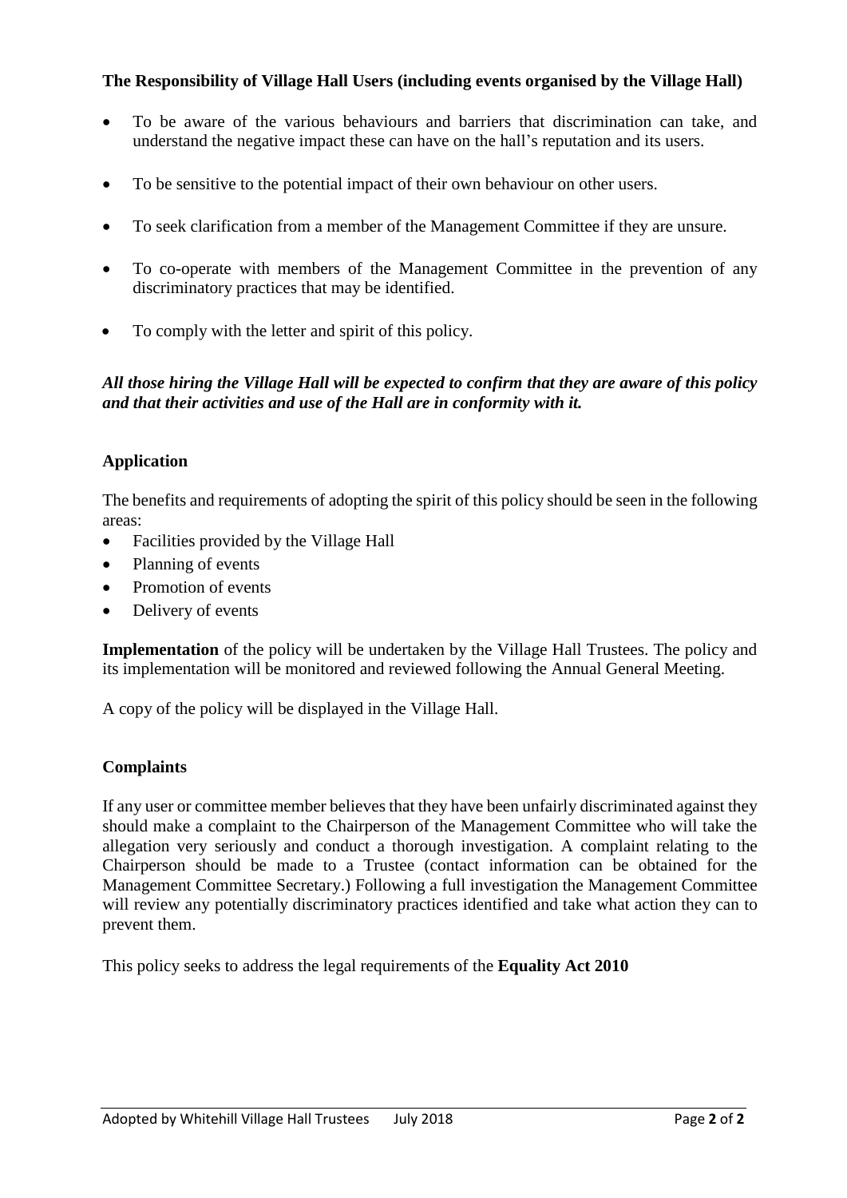**The Responsibility of Village Hall Users (including events organised by the Village Hall)**

- To be aware of the various behaviours and barriers that discrimination can take, and understand the negative impact these can have on the hall's reputation and its users.
- To be sensitive to the potential impact of their own behaviour on other users.
- To seek clarification from a member of the Management Committee if they are unsure.
- To co-operate with members of the Management Committee in the prevention of any discriminatory practices that may be identified.
- To comply with the letter and spirit of this policy.

***All those hiring the Village Hall will be expected to confirm that they are aware of this policy and that their activities and use of the Hall are in conformity with it.***

**Application**

The benefits and requirements of adopting the spirit of this policy should be seen in the following areas:

- Facilities provided by the Village Hall
- Planning of events
- Promotion of events
- Delivery of events

**Implementation** of the policy will be undertaken by the Village Hall Trustees. The policy and its implementation will be monitored and reviewed following the Annual General Meeting.

A copy of the policy will be displayed in the Village Hall.

**Complaints**

If any user or committee member believes that they have been unfairly discriminated against they should make a complaint to the Chairperson of the Management Committee who will take the allegation very seriously and conduct a thorough investigation. A complaint relating to the Chairperson should be made to a Trustee (contact information can be obtained for the Management Committee Secretary.) Following a full investigation the Management Committee will review any potentially discriminatory practices identified and take what action they can to prevent them.

This policy seeks to address the legal requirements of the **Equality Act 2010**

Adopted by Whitehill Village Hall Trustees July 2018